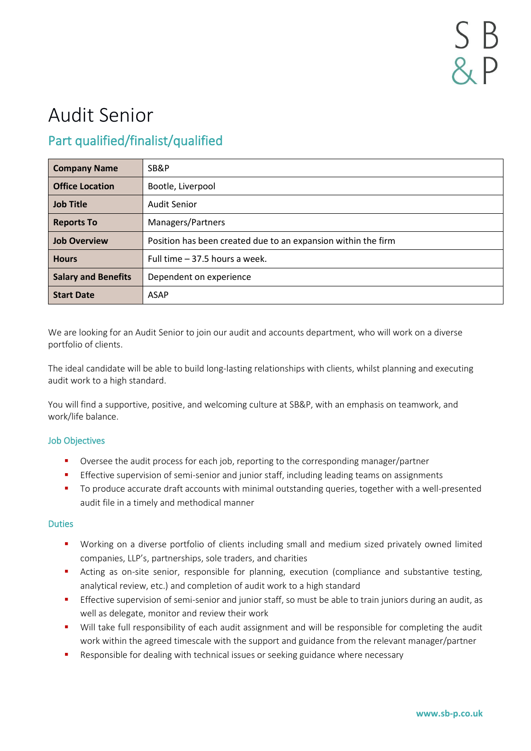S B
& P

# Audit Senior

## Part qualified/finalist/qualified

| **Company Name** | SB&P |
|---|---|
| **Office Location** | Bootle, Liverpool |
| **Job Title** | Audit Senior |
| **Reports To** | Managers/Partners |
| **Job Overview** | Position has been created due to an expansion within the firm |
| **Hours** | Full time – 37.5 hours a week. |
| **Salary and Benefits** | Dependent on experience |
| **Start Date** | ASAP |

We are looking for an Audit Senior to join our audit and accounts department, who will work on a diverse portfolio of clients.

The ideal candidate will be able to build long-lasting relationships with clients, whilst planning and executing audit work to a high standard.

You will find a supportive, positive, and welcoming culture at SB&P, with an emphasis on teamwork, and work/life balance.

### Job Objectives

- Oversee the audit process for each job, reporting to the corresponding manager/partner
- Effective supervision of semi-senior and junior staff, including leading teams on assignments
- To produce accurate draft accounts with minimal outstanding queries, together with a well-presented audit file in a timely and methodical manner

### Duties

- Working on a diverse portfolio of clients including small and medium sized privately owned limited companies, LLP's, partnerships, sole traders, and charities
- Acting as on-site senior, responsible for planning, execution (compliance and substantive testing, analytical review, etc.) and completion of audit work to a high standard
- Effective supervision of semi-senior and junior staff, so must be able to train juniors during an audit, as well as delegate, monitor and review their work
- Will take full responsibility of each audit assignment and will be responsible for completing the audit work within the agreed timescale with the support and guidance from the relevant manager/partner
- Responsible for dealing with technical issues or seeking guidance where necessary

www.sb-p.co.uk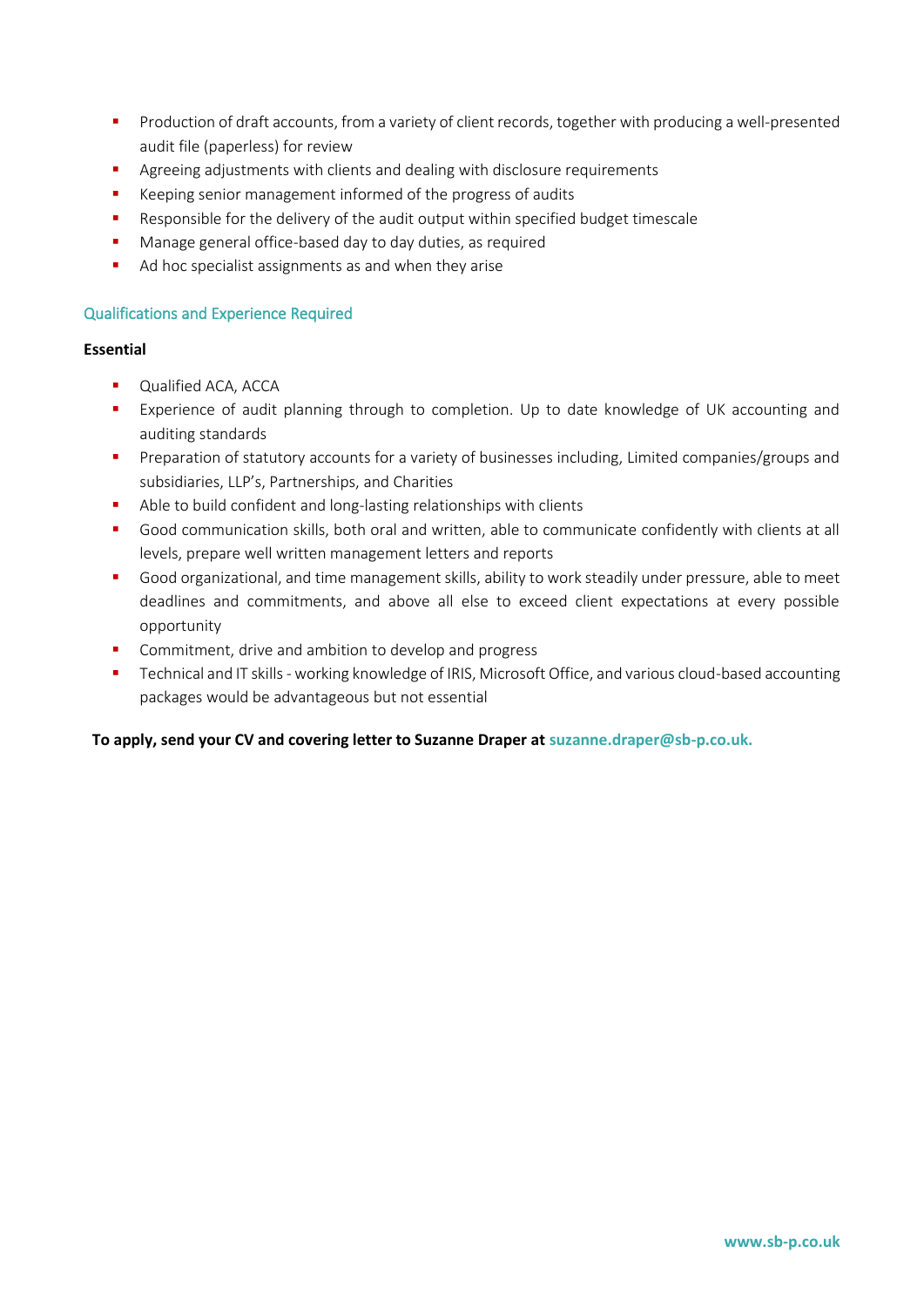- Production of draft accounts, from a variety of client records, together with producing a well-presented audit file (paperless) for review
- Agreeing adjustments with clients and dealing with disclosure requirements
- Keeping senior management informed of the progress of audits
- Responsible for the delivery of the audit output within specified budget timescale
- Manage general office-based day to day duties, as required
- Ad hoc specialist assignments as and when they arise

## Qualifications and Experience Required

**Essential**

- Qualified ACA, ACCA
- Experience of audit planning through to completion. Up to date knowledge of UK accounting and auditing standards
- Preparation of statutory accounts for a variety of businesses including, Limited companies/groups and subsidiaries, LLP's, Partnerships, and Charities
- Able to build confident and long-lasting relationships with clients
- Good communication skills, both oral and written, able to communicate confidently with clients at all levels, prepare well written management letters and reports
- Good organizational, and time management skills, ability to work steadily under pressure, able to meet deadlines and commitments, and above all else to exceed client expectations at every possible opportunity
- Commitment, drive and ambition to develop and progress
- Technical and IT skills - working knowledge of IRIS, Microsoft Office, and various cloud-based accounting packages would be advantageous but not essential

**To apply, send your CV and covering letter to Suzanne Draper at suzanne.draper@sb-p.co.uk.**